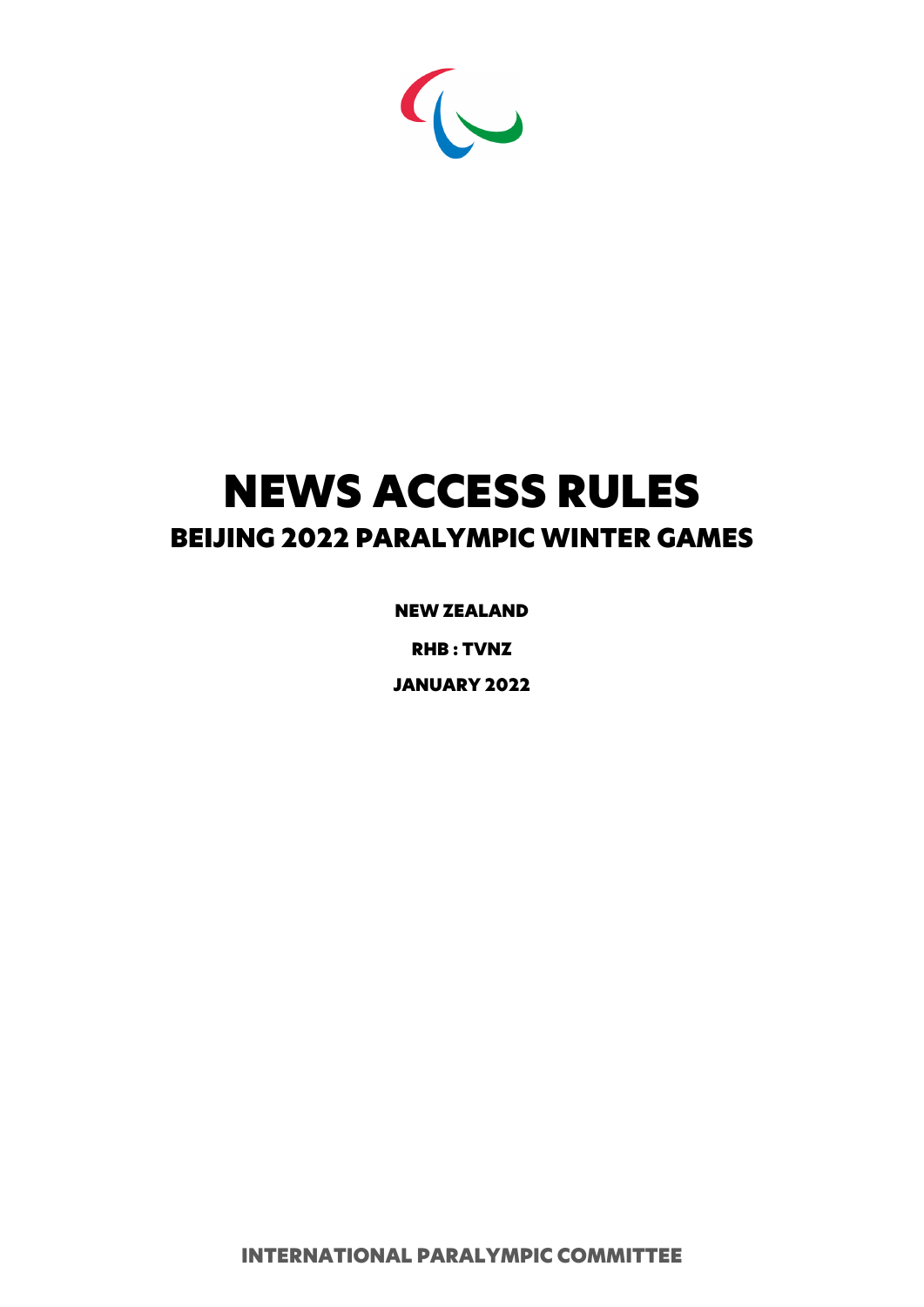# NEWS ACCESS RULES

## BEIJING 2022 PARALYMPIC WINTER GAMES

**NEW ZEALAND**

**RHB : TVNZ**

**JANUARY 2022**

**INTERNATIONAL PARALYMPIC COMMITTEE**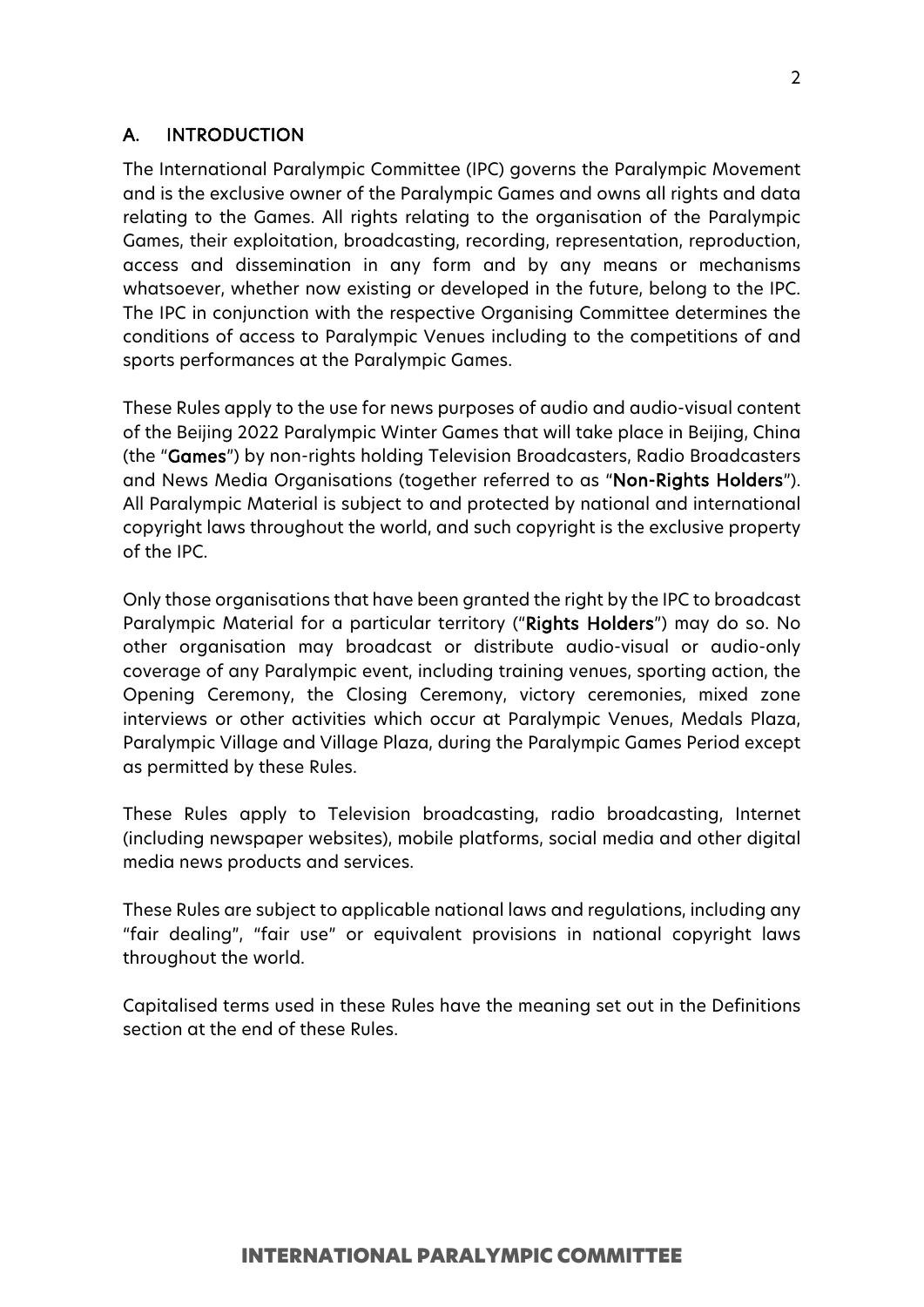## A. INTRODUCTION

The International Paralympic Committee (IPC) governs the Paralympic Movement and is the exclusive owner of the Paralympic Games and owns all rights and data relating to the Games. All rights relating to the organisation of the Paralympic Games, their exploitation, broadcasting, recording, representation, reproduction, access and dissemination in any form and by any means or mechanisms whatsoever, whether now existing or developed in the future, belong to the IPC. The IPC in conjunction with the respective Organising Committee determines the conditions of access to Paralympic Venues including to the competitions of and sports performances at the Paralympic Games.

These Rules apply to the use for news purposes of audio and audio-visual content of the Beijing 2022 Paralympic Winter Games that will take place in Beijing, China (the "**Games**") by non-rights holding Television Broadcasters, Radio Broadcasters and News Media Organisations (together referred to as "**Non-Rights Holders**"). All Paralympic Material is subject to and protected by national and international copyright laws throughout the world, and such copyright is the exclusive property of the IPC.

Only those organisations that have been granted the right by the IPC to broadcast Paralympic Material for a particular territory ("**Rights Holders**") may do so. No other organisation may broadcast or distribute audio-visual or audio-only coverage of any Paralympic event, including training venues, sporting action, the Opening Ceremony, the Closing Ceremony, victory ceremonies, mixed zone interviews or other activities which occur at Paralympic Venues, Medals Plaza, Paralympic Village and Village Plaza, during the Paralympic Games Period except as permitted by these Rules.

These Rules apply to Television broadcasting, radio broadcasting, Internet (including newspaper websites), mobile platforms, social media and other digital media news products and services.

These Rules are subject to applicable national laws and regulations, including any "fair dealing", "fair use" or equivalent provisions in national copyright laws throughout the world.

Capitalised terms used in these Rules have the meaning set out in the Definitions section at the end of these Rules.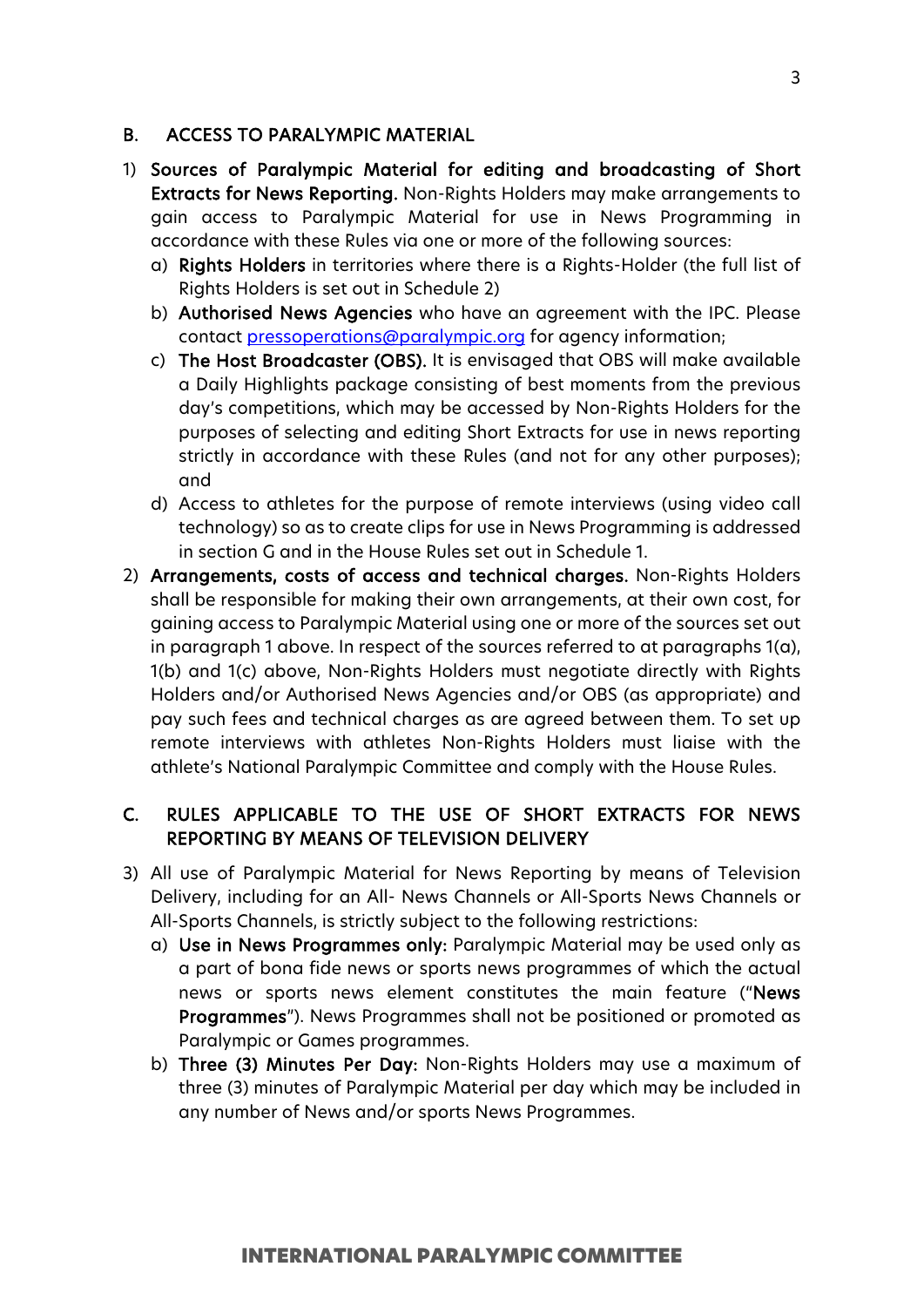## B. ACCESS TO PARALYMPIC MATERIAL

1) **Sources of Paralympic Material for editing and broadcasting of Short Extracts for News Reporting.** Non-Rights Holders may make arrangements to gain access to Paralympic Material for use in News Programming in accordance with these Rules via one or more of the following sources:
   a) **Rights Holders** in territories where there is a Rights-Holder (the full list of Rights Holders is set out in Schedule 2)
   b) **Authorised News Agencies** who have an agreement with the IPC. Please contact pressoperations@paralympic.org for agency information;
   c) **The Host Broadcaster (OBS).** It is envisaged that OBS will make available a Daily Highlights package consisting of best moments from the previous day's competitions, which may be accessed by Non-Rights Holders for the purposes of selecting and editing Short Extracts for use in news reporting strictly in accordance with these Rules (and not for any other purposes); and
   d) Access to athletes for the purpose of remote interviews (using video call technology) so as to create clips for use in News Programming is addressed in section G and in the House Rules set out in Schedule 1.

2) **Arrangements, costs of access and technical charges.** Non-Rights Holders shall be responsible for making their own arrangements, at their own cost, for gaining access to Paralympic Material using one or more of the sources set out in paragraph 1 above. In respect of the sources referred to at paragraphs 1(a), 1(b) and 1(c) above, Non-Rights Holders must negotiate directly with Rights Holders and/or Authorised News Agencies and/or OBS (as appropriate) and pay such fees and technical charges as are agreed between them. To set up remote interviews with athletes Non-Rights Holders must liaise with the athlete's National Paralympic Committee and comply with the House Rules.

## C. RULES APPLICABLE TO THE USE OF SHORT EXTRACTS FOR NEWS REPORTING BY MEANS OF TELEVISION DELIVERY

3) All use of Paralympic Material for News Reporting by means of Television Delivery, including for an All- News Channels or All-Sports News Channels or All-Sports Channels, is strictly subject to the following restrictions:
   a) **Use in News Programmes only:** Paralympic Material may be used only as a part of bona fide news or sports news programmes of which the actual news or sports news element constitutes the main feature ("**News Programmes**"). News Programmes shall not be positioned or promoted as Paralympic or Games programmes.
   b) **Three (3) Minutes Per Day:** Non-Rights Holders may use a maximum of three (3) minutes of Paralympic Material per day which may be included in any number of News and/or sports News Programmes.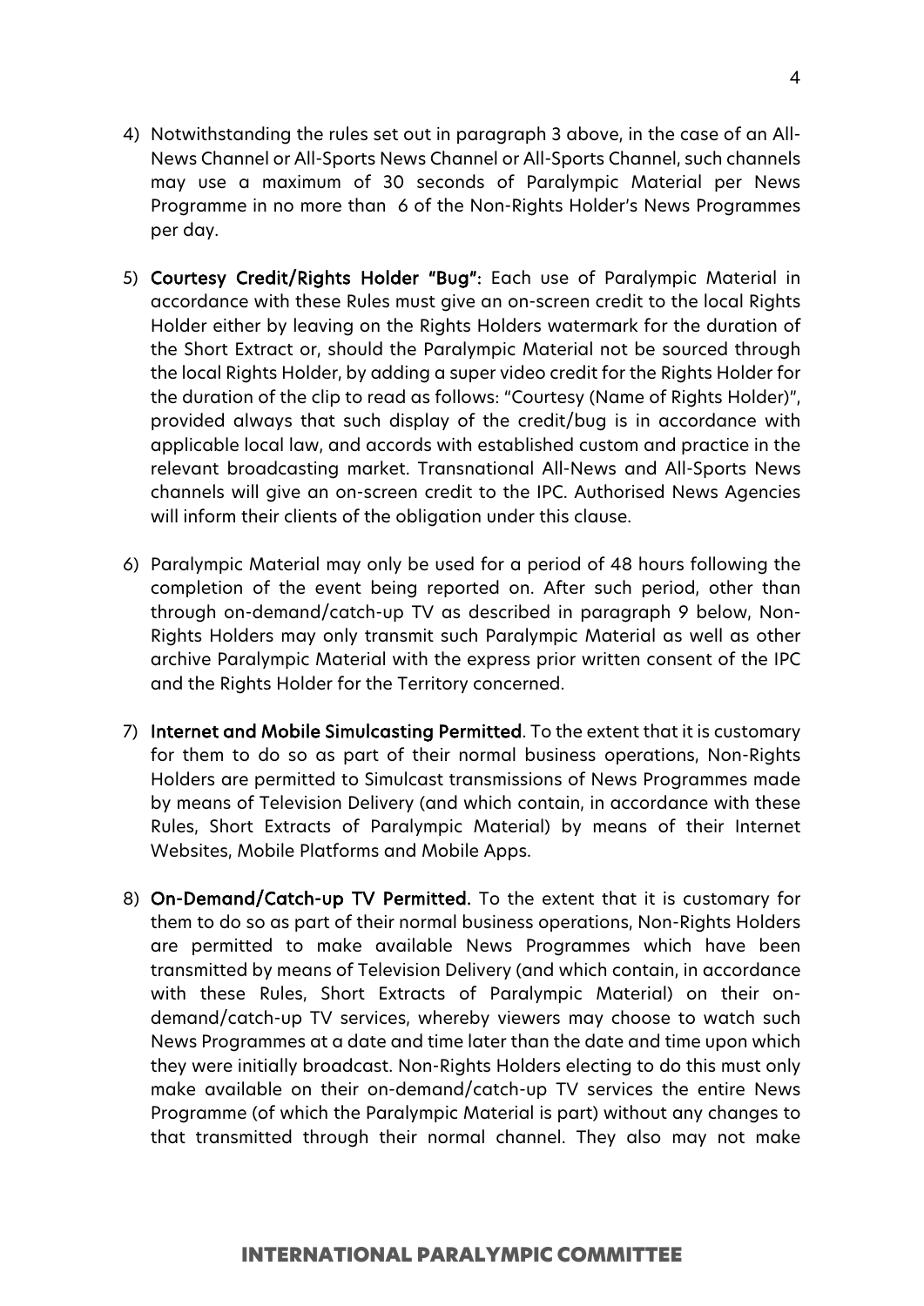4) Notwithstanding the rules set out in paragraph 3 above, in the case of an All-News Channel or All-Sports News Channel or All-Sports Channel, such channels may use a maximum of 30 seconds of Paralympic Material per News Programme in no more than 6 of the Non-Rights Holder's News Programmes per day.

5) **Courtesy Credit/Rights Holder "Bug":** Each use of Paralympic Material in accordance with these Rules must give an on-screen credit to the local Rights Holder either by leaving on the Rights Holders watermark for the duration of the Short Extract or, should the Paralympic Material not be sourced through the local Rights Holder, by adding a super video credit for the Rights Holder for the duration of the clip to read as follows: "Courtesy (Name of Rights Holder)", provided always that such display of the credit/bug is in accordance with applicable local law, and accords with established custom and practice in the relevant broadcasting market. Transnational All-News and All-Sports News channels will give an on-screen credit to the IPC. Authorised News Agencies will inform their clients of the obligation under this clause.

6) Paralympic Material may only be used for a period of 48 hours following the completion of the event being reported on. After such period, other than through on-demand/catch-up TV as described in paragraph 9 below, Non-Rights Holders may only transmit such Paralympic Material as well as other archive Paralympic Material with the express prior written consent of the IPC and the Rights Holder for the Territory concerned.

7) **Internet and Mobile Simulcasting Permitted**. To the extent that it is customary for them to do so as part of their normal business operations, Non-Rights Holders are permitted to Simulcast transmissions of News Programmes made by means of Television Delivery (and which contain, in accordance with these Rules, Short Extracts of Paralympic Material) by means of their Internet Websites, Mobile Platforms and Mobile Apps.

8) **On-Demand/Catch-up TV Permitted.** To the extent that it is customary for them to do so as part of their normal business operations, Non-Rights Holders are permitted to make available News Programmes which have been transmitted by means of Television Delivery (and which contain, in accordance with these Rules, Short Extracts of Paralympic Material) on their on-demand/catch-up TV services, whereby viewers may choose to watch such News Programmes at a date and time later than the date and time upon which they were initially broadcast. Non-Rights Holders electing to do this must only make available on their on-demand/catch-up TV services the entire News Programme (of which the Paralympic Material is part) without any changes to that transmitted through their normal channel. They also may not make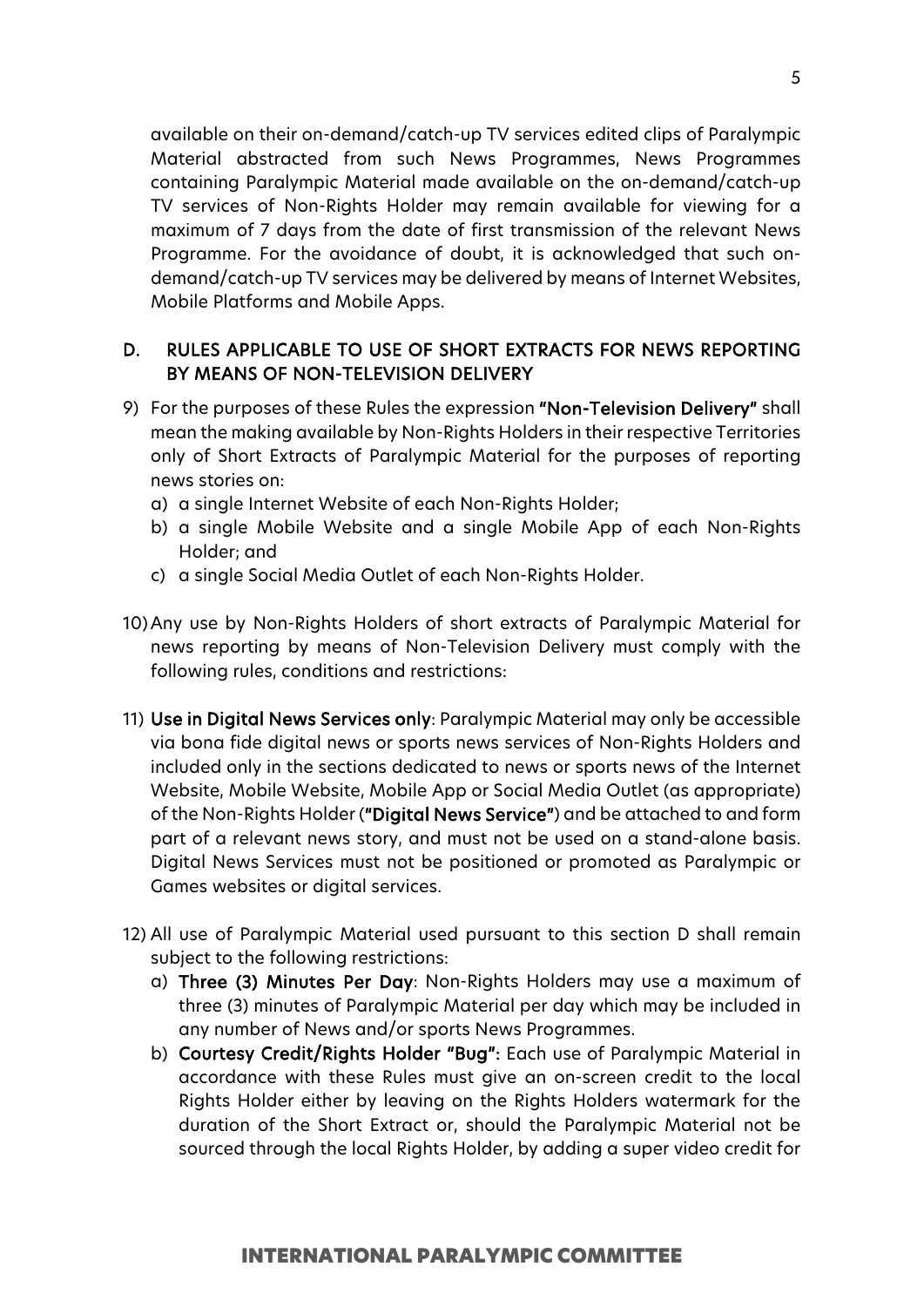available on their on-demand/catch-up TV services edited clips of Paralympic Material abstracted from such News Programmes, News Programmes containing Paralympic Material made available on the on-demand/catch-up TV services of Non-Rights Holder may remain available for viewing for a maximum of 7 days from the date of first transmission of the relevant News Programme. For the avoidance of doubt, it is acknowledged that such on-demand/catch-up TV services may be delivered by means of Internet Websites, Mobile Platforms and Mobile Apps.

## D. RULES APPLICABLE TO USE OF SHORT EXTRACTS FOR NEWS REPORTING BY MEANS OF NON-TELEVISION DELIVERY

9) For the purposes of these Rules the expression **"Non-Television Delivery"** shall mean the making available by Non-Rights Holders in their respective Territories only of Short Extracts of Paralympic Material for the purposes of reporting news stories on:
   a) a single Internet Website of each Non-Rights Holder;
   b) a single Mobile Website and a single Mobile App of each Non-Rights Holder; and
   c) a single Social Media Outlet of each Non-Rights Holder.

10) Any use by Non-Rights Holders of short extracts of Paralympic Material for news reporting by means of Non-Television Delivery must comply with the following rules, conditions and restrictions:

11) **Use in Digital News Services only**: Paralympic Material may only be accessible via bona fide digital news or sports news services of Non-Rights Holders and included only in the sections dedicated to news or sports news of the Internet Website, Mobile Website, Mobile App or Social Media Outlet (as appropriate) of the Non-Rights Holder (**"Digital News Service"**) and be attached to and form part of a relevant news story, and must not be used on a stand-alone basis. Digital News Services must not be positioned or promoted as Paralympic or Games websites or digital services.

12) All use of Paralympic Material used pursuant to this section D shall remain subject to the following restrictions:
   a) **Three (3) Minutes Per Day**: Non-Rights Holders may use a maximum of three (3) minutes of Paralympic Material per day which may be included in any number of News and/or sports News Programmes.
   b) **Courtesy Credit/Rights Holder "Bug":** Each use of Paralympic Material in accordance with these Rules must give an on-screen credit to the local Rights Holder either by leaving on the Rights Holders watermark for the duration of the Short Extract or, should the Paralympic Material not be sourced through the local Rights Holder, by adding a super video credit for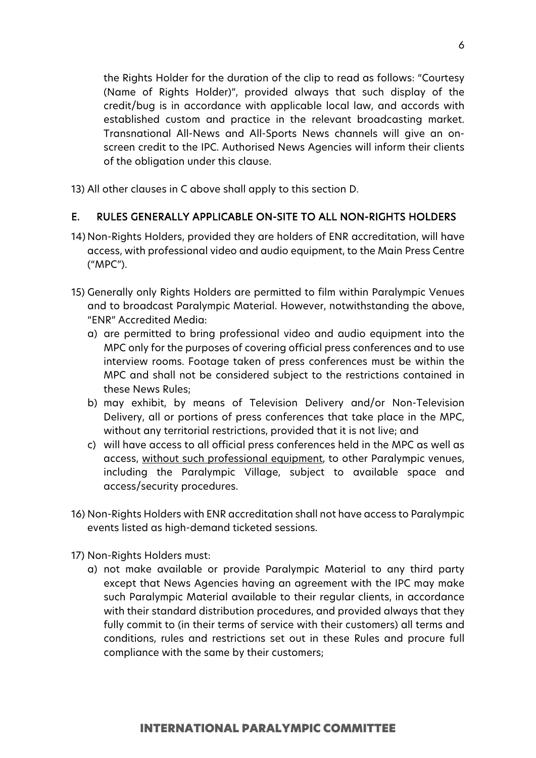the Rights Holder for the duration of the clip to read as follows: "Courtesy (Name of Rights Holder)", provided always that such display of the credit/bug is in accordance with applicable local law, and accords with established custom and practice in the relevant broadcasting market. Transnational All-News and All-Sports News channels will give an on-screen credit to the IPC. Authorised News Agencies will inform their clients of the obligation under this clause.

13) All other clauses in C above shall apply to this section D.

## E. RULES GENERALLY APPLICABLE ON-SITE TO ALL NON-RIGHTS HOLDERS

14) Non-Rights Holders, provided they are holders of ENR accreditation, will have access, with professional video and audio equipment, to the Main Press Centre ("MPC").

15) Generally only Rights Holders are permitted to film within Paralympic Venues and to broadcast Paralympic Material. However, notwithstanding the above, "ENR" Accredited Media:
    a) are permitted to bring professional video and audio equipment into the MPC only for the purposes of covering official press conferences and to use interview rooms. Footage taken of press conferences must be within the MPC and shall not be considered subject to the restrictions contained in these News Rules;
    b) may exhibit, by means of Television Delivery and/or Non-Television Delivery, all or portions of press conferences that take place in the MPC, without any territorial restrictions, provided that it is not live; and
    c) will have access to all official press conferences held in the MPC as well as access, <u>without such professional equipment</u>, to other Paralympic venues, including the Paralympic Village, subject to available space and access/security procedures.

16) Non-Rights Holders with ENR accreditation shall not have access to Paralympic events listed as high-demand ticketed sessions.

17) Non-Rights Holders must:
    a) not make available or provide Paralympic Material to any third party except that News Agencies having an agreement with the IPC may make such Paralympic Material available to their regular clients, in accordance with their standard distribution procedures, and provided always that they fully commit to (in their terms of service with their customers) all terms and conditions, rules and restrictions set out in these Rules and procure full compliance with the same by their customers;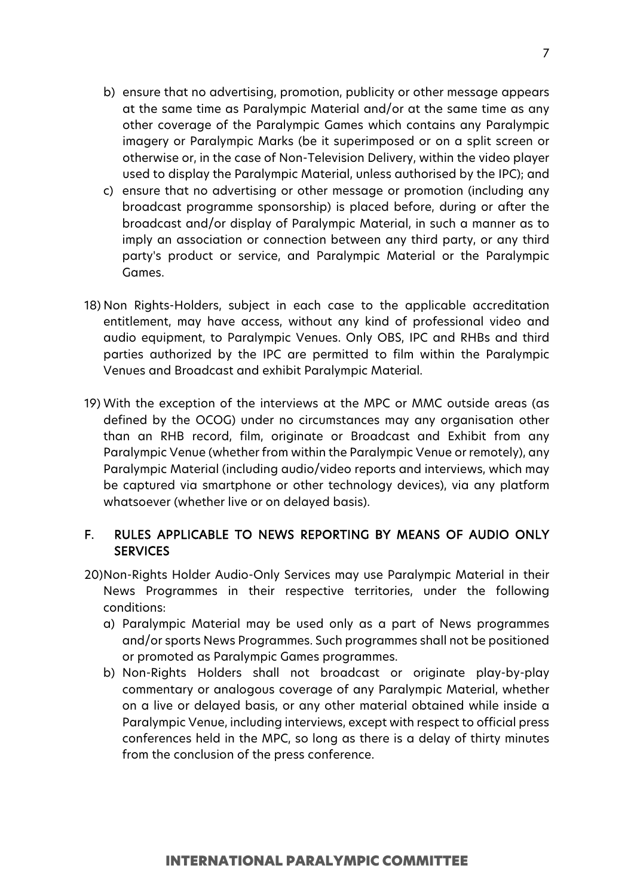b) ensure that no advertising, promotion, publicity or other message appears at the same time as Paralympic Material and/or at the same time as any other coverage of the Paralympic Games which contains any Paralympic imagery or Paralympic Marks (be it superimposed or on a split screen or otherwise or, in the case of Non-Television Delivery, within the video player used to display the Paralympic Material, unless authorised by the IPC); and

c) ensure that no advertising or other message or promotion (including any broadcast programme sponsorship) is placed before, during or after the broadcast and/or display of Paralympic Material, in such a manner as to imply an association or connection between any third party, or any third party's product or service, and Paralympic Material or the Paralympic Games.

18) Non Rights-Holders, subject in each case to the applicable accreditation entitlement, may have access, without any kind of professional video and audio equipment, to Paralympic Venues. Only OBS, IPC and RHBs and third parties authorized by the IPC are permitted to film within the Paralympic Venues and Broadcast and exhibit Paralympic Material.

19) With the exception of the interviews at the MPC or MMC outside areas (as defined by the OCOG) under no circumstances may any organisation other than an RHB record, film, originate or Broadcast and Exhibit from any Paralympic Venue (whether from within the Paralympic Venue or remotely), any Paralympic Material (including audio/video reports and interviews, which may be captured via smartphone or other technology devices), via any platform whatsoever (whether live or on delayed basis).

## F. RULES APPLICABLE TO NEWS REPORTING BY MEANS OF AUDIO ONLY SERVICES

20) Non-Rights Holder Audio-Only Services may use Paralympic Material in their News Programmes in their respective territories, under the following conditions:

a) Paralympic Material may be used only as a part of News programmes and/or sports News Programmes. Such programmes shall not be positioned or promoted as Paralympic Games programmes.

b) Non-Rights Holders shall not broadcast or originate play-by-play commentary or analogous coverage of any Paralympic Material, whether on a live or delayed basis, or any other material obtained while inside a Paralympic Venue, including interviews, except with respect to official press conferences held in the MPC, so long as there is a delay of thirty minutes from the conclusion of the press conference.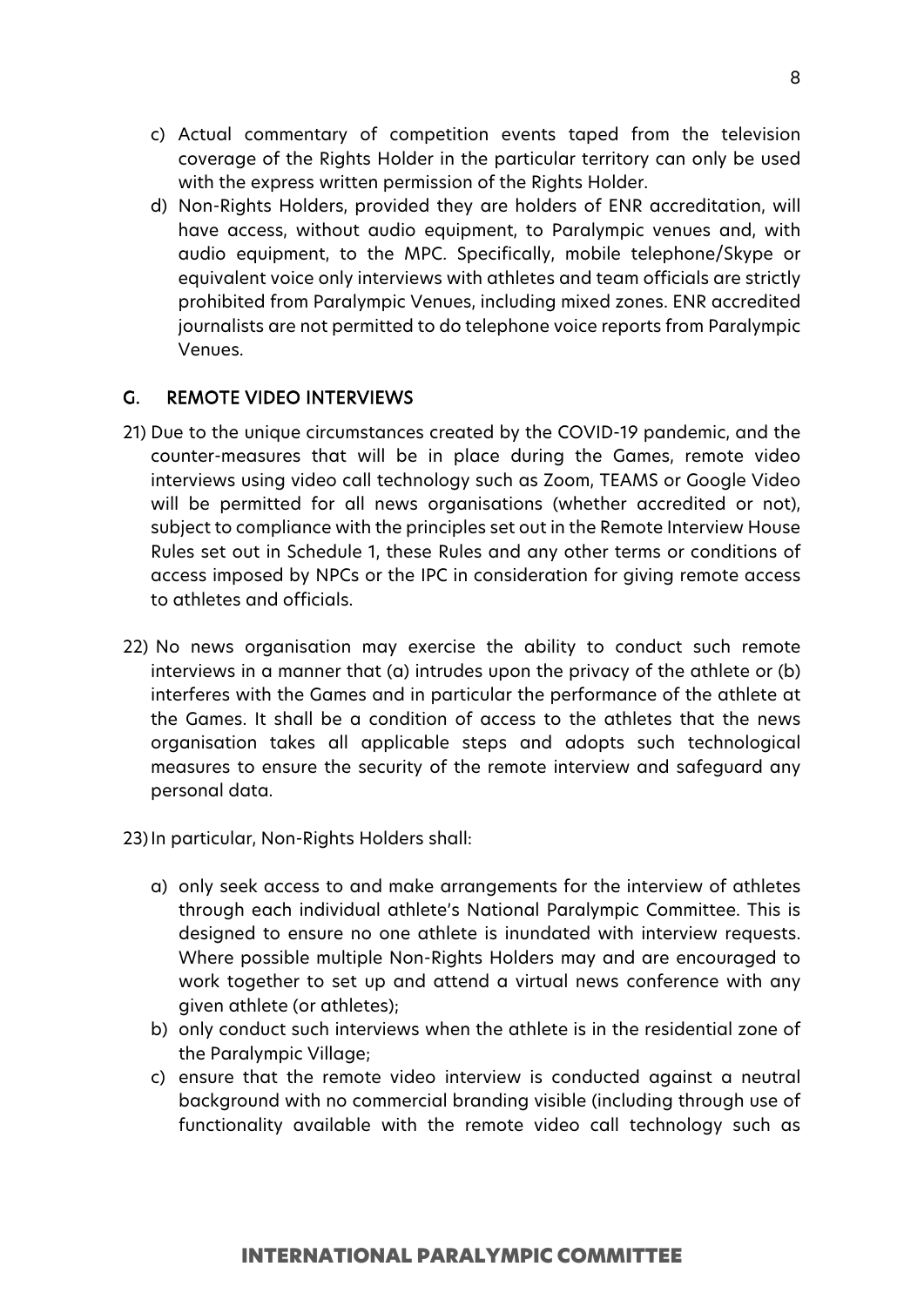c) Actual commentary of competition events taped from the television coverage of the Rights Holder in the particular territory can only be used with the express written permission of the Rights Holder.

d) Non-Rights Holders, provided they are holders of ENR accreditation, will have access, without audio equipment, to Paralympic venues and, with audio equipment, to the MPC. Specifically, mobile telephone/Skype or equivalent voice only interviews with athletes and team officials are strictly prohibited from Paralympic Venues, including mixed zones. ENR accredited journalists are not permitted to do telephone voice reports from Paralympic Venues.

## G. REMOTE VIDEO INTERVIEWS

21) Due to the unique circumstances created by the COVID-19 pandemic, and the counter-measures that will be in place during the Games, remote video interviews using video call technology such as Zoom, TEAMS or Google Video will be permitted for all news organisations (whether accredited or not), subject to compliance with the principles set out in the Remote Interview House Rules set out in Schedule 1, these Rules and any other terms or conditions of access imposed by NPCs or the IPC in consideration for giving remote access to athletes and officials.

22) No news organisation may exercise the ability to conduct such remote interviews in a manner that (a) intrudes upon the privacy of the athlete or (b) interferes with the Games and in particular the performance of the athlete at the Games. It shall be a condition of access to the athletes that the news organisation takes all applicable steps and adopts such technological measures to ensure the security of the remote interview and safeguard any personal data.

23) In particular, Non-Rights Holders shall:

a) only seek access to and make arrangements for the interview of athletes through each individual athlete's National Paralympic Committee. This is designed to ensure no one athlete is inundated with interview requests. Where possible multiple Non-Rights Holders may and are encouraged to work together to set up and attend a virtual news conference with any given athlete (or athletes);

b) only conduct such interviews when the athlete is in the residential zone of the Paralympic Village;

c) ensure that the remote video interview is conducted against a neutral background with no commercial branding visible (including through use of functionality available with the remote video call technology such as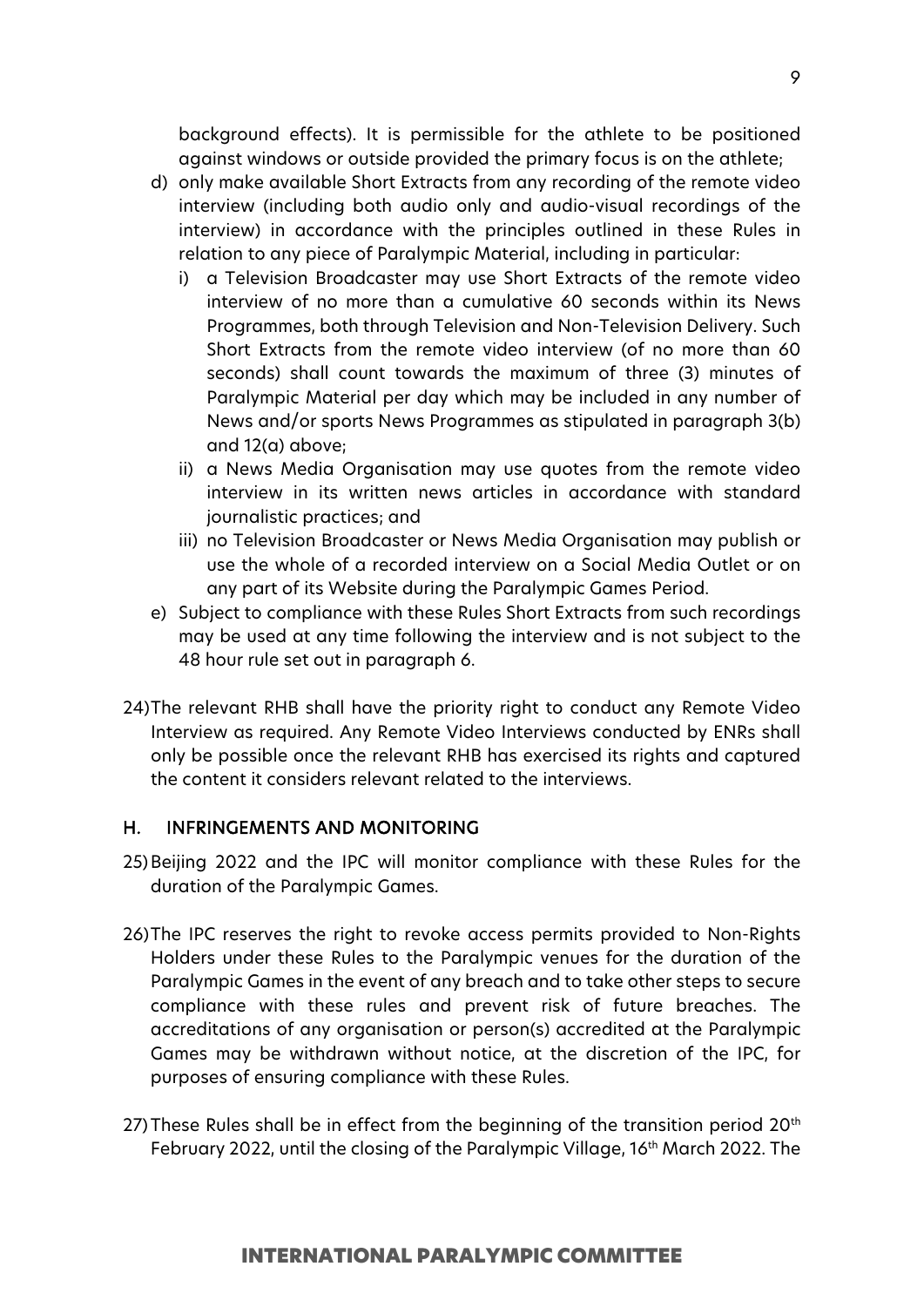background effects). It is permissible for the athlete to be positioned against windows or outside provided the primary focus is on the athlete;

d) only make available Short Extracts from any recording of the remote video interview (including both audio only and audio-visual recordings of the interview) in accordance with the principles outlined in these Rules in relation to any piece of Paralympic Material, including in particular:

   i) a Television Broadcaster may use Short Extracts of the remote video interview of no more than a cumulative 60 seconds within its News Programmes, both through Television and Non-Television Delivery. Such Short Extracts from the remote video interview (of no more than 60 seconds) shall count towards the maximum of three (3) minutes of Paralympic Material per day which may be included in any number of News and/or sports News Programmes as stipulated in paragraph 3(b) and 12(a) above;

   ii) a News Media Organisation may use quotes from the remote video interview in its written news articles in accordance with standard journalistic practices; and

   iii) no Television Broadcaster or News Media Organisation may publish or use the whole of a recorded interview on a Social Media Outlet or on any part of its Website during the Paralympic Games Period.

e) Subject to compliance with these Rules Short Extracts from such recordings may be used at any time following the interview and is not subject to the 48 hour rule set out in paragraph 6.

24) The relevant RHB shall have the priority right to conduct any Remote Video Interview as required. Any Remote Video Interviews conducted by ENRs shall only be possible once the relevant RHB has exercised its rights and captured the content it considers relevant related to the interviews.

## H. INFRINGEMENTS AND MONITORING

25) Beijing 2022 and the IPC will monitor compliance with these Rules for the duration of the Paralympic Games.

26) The IPC reserves the right to revoke access permits provided to Non-Rights Holders under these Rules to the Paralympic venues for the duration of the Paralympic Games in the event of any breach and to take other steps to secure compliance with these rules and prevent risk of future breaches. The accreditations of any organisation or person(s) accredited at the Paralympic Games may be withdrawn without notice, at the discretion of the IPC, for purposes of ensuring compliance with these Rules.

27) These Rules shall be in effect from the beginning of the transition period 20th February 2022, until the closing of the Paralympic Village, 16th March 2022. The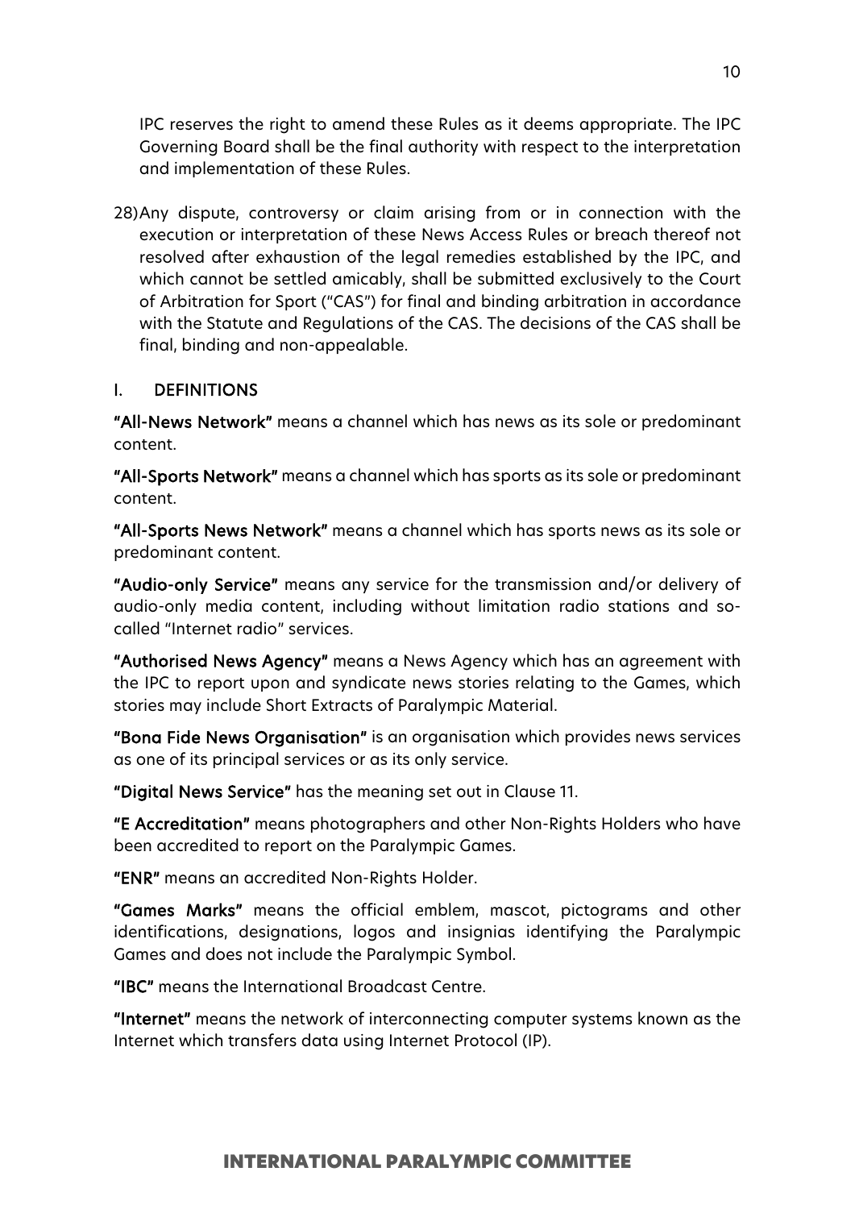IPC reserves the right to amend these Rules as it deems appropriate. The IPC Governing Board shall be the final authority with respect to the interpretation and implementation of these Rules.

28) Any dispute, controversy or claim arising from or in connection with the execution or interpretation of these News Access Rules or breach thereof not resolved after exhaustion of the legal remedies established by the IPC, and which cannot be settled amicably, shall be submitted exclusively to the Court of Arbitration for Sport ("CAS") for final and binding arbitration in accordance with the Statute and Regulations of the CAS. The decisions of the CAS shall be final, binding and non-appealable.

## I. DEFINITIONS

**"All-News Network"** means a channel which has news as its sole or predominant content.

**"All-Sports Network"** means a channel which has sports as its sole or predominant content.

**"All-Sports News Network"** means a channel which has sports news as its sole or predominant content.

**"Audio-only Service"** means any service for the transmission and/or delivery of audio-only media content, including without limitation radio stations and so-called "Internet radio" services.

**"Authorised News Agency"** means a News Agency which has an agreement with the IPC to report upon and syndicate news stories relating to the Games, which stories may include Short Extracts of Paralympic Material.

**"Bona Fide News Organisation"** is an organisation which provides news services as one of its principal services or as its only service.

**"Digital News Service"** has the meaning set out in Clause 11.

**"E Accreditation"** means photographers and other Non-Rights Holders who have been accredited to report on the Paralympic Games.

**"ENR"** means an accredited Non-Rights Holder.

**"Games Marks"** means the official emblem, mascot, pictograms and other identifications, designations, logos and insignias identifying the Paralympic Games and does not include the Paralympic Symbol.

**"IBC"** means the International Broadcast Centre.

**"Internet"** means the network of interconnecting computer systems known as the Internet which transfers data using Internet Protocol (IP).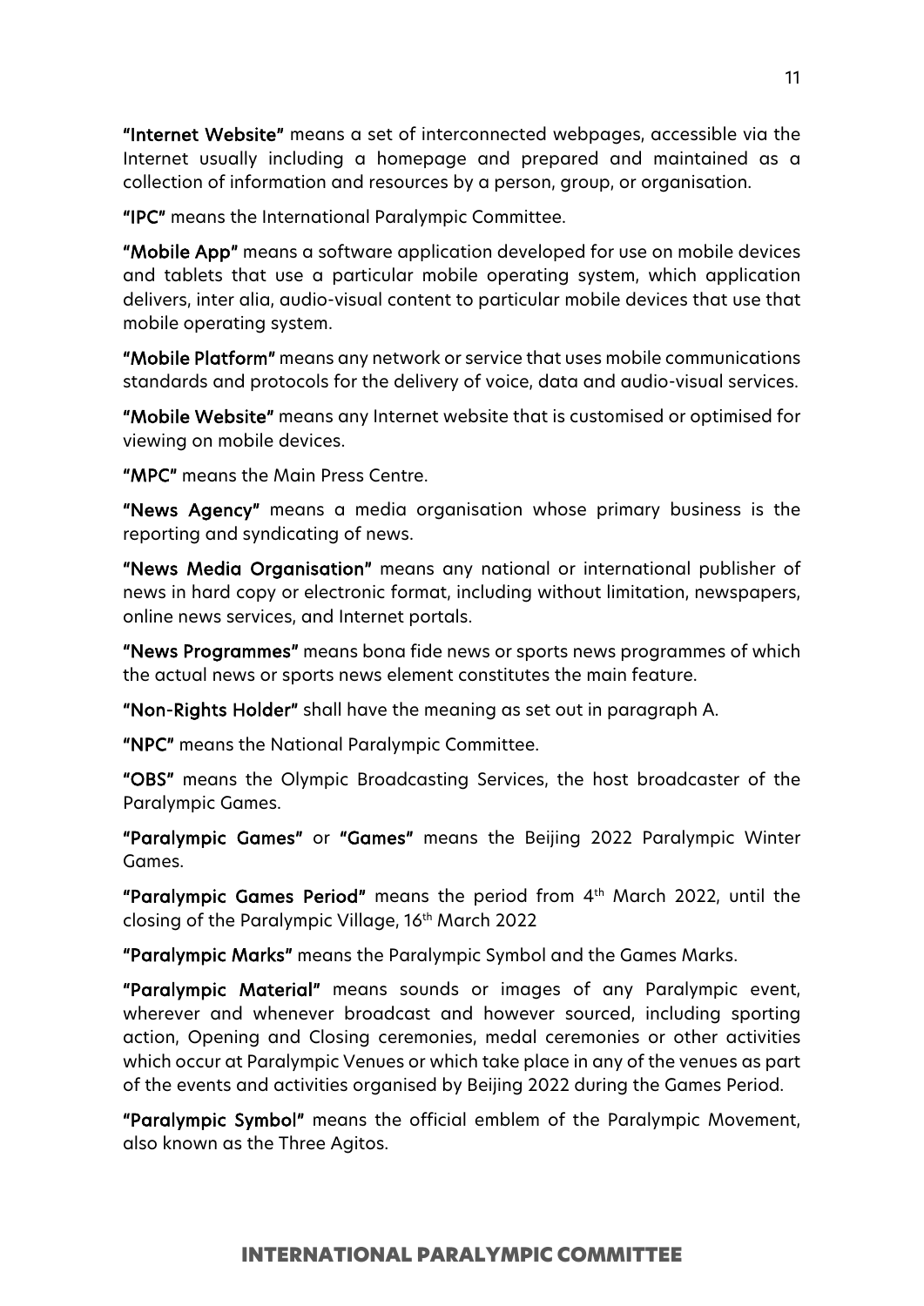**"Internet Website"** means a set of interconnected webpages, accessible via the Internet usually including a homepage and prepared and maintained as a collection of information and resources by a person, group, or organisation.

**"IPC"** means the International Paralympic Committee.

**"Mobile App"** means a software application developed for use on mobile devices and tablets that use a particular mobile operating system, which application delivers, inter alia, audio-visual content to particular mobile devices that use that mobile operating system.

**"Mobile Platform"** means any network or service that uses mobile communications standards and protocols for the delivery of voice, data and audio-visual services.

**"Mobile Website"** means any Internet website that is customised or optimised for viewing on mobile devices.

**"MPC"** means the Main Press Centre.

**"News Agency"** means a media organisation whose primary business is the reporting and syndicating of news.

**"News Media Organisation"** means any national or international publisher of news in hard copy or electronic format, including without limitation, newspapers, online news services, and Internet portals.

**"News Programmes"** means bona fide news or sports news programmes of which the actual news or sports news element constitutes the main feature.

**"Non-Rights Holder"** shall have the meaning as set out in paragraph A.

**"NPC"** means the National Paralympic Committee.

**"OBS"** means the Olympic Broadcasting Services, the host broadcaster of the Paralympic Games.

**"Paralympic Games"** or **"Games"** means the Beijing 2022 Paralympic Winter Games.

**"Paralympic Games Period"** means the period from 4th March 2022, until the closing of the Paralympic Village, 16th March 2022

**"Paralympic Marks"** means the Paralympic Symbol and the Games Marks.

**"Paralympic Material"** means sounds or images of any Paralympic event, wherever and whenever broadcast and however sourced, including sporting action, Opening and Closing ceremonies, medal ceremonies or other activities which occur at Paralympic Venues or which take place in any of the venues as part of the events and activities organised by Beijing 2022 during the Games Period.

**"Paralympic Symbol"** means the official emblem of the Paralympic Movement, also known as the Three Agitos.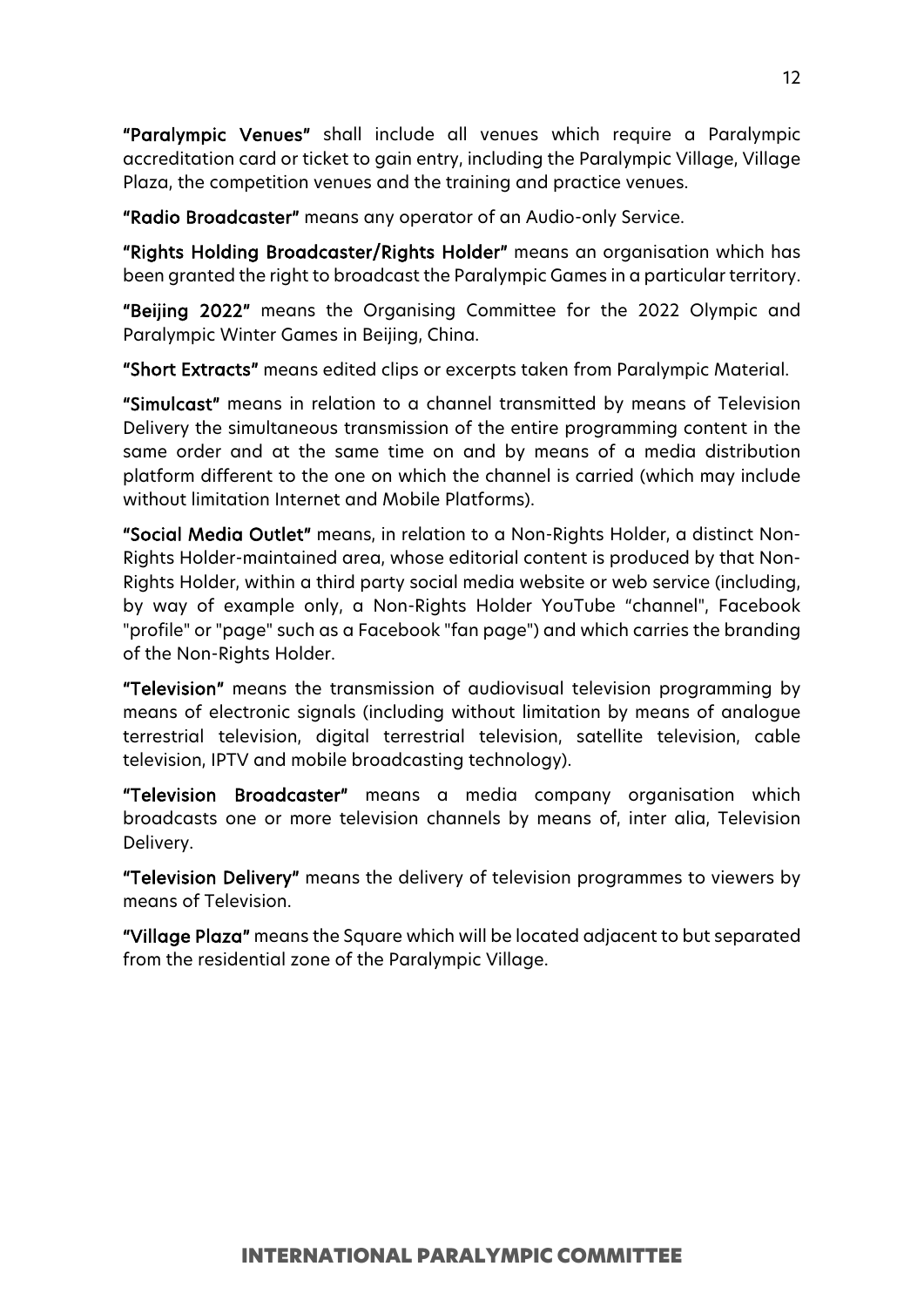**"Paralympic Venues"** shall include all venues which require a Paralympic accreditation card or ticket to gain entry, including the Paralympic Village, Village Plaza, the competition venues and the training and practice venues.

**"Radio Broadcaster"** means any operator of an Audio-only Service.

**"Rights Holding Broadcaster/Rights Holder"** means an organisation which has been granted the right to broadcast the Paralympic Games in a particular territory.

**"Beijing 2022"** means the Organising Committee for the 2022 Olympic and Paralympic Winter Games in Beijing, China.

**"Short Extracts"** means edited clips or excerpts taken from Paralympic Material.

**"Simulcast"** means in relation to a channel transmitted by means of Television Delivery the simultaneous transmission of the entire programming content in the same order and at the same time on and by means of a media distribution platform different to the one on which the channel is carried (which may include without limitation Internet and Mobile Platforms).

**"Social Media Outlet"** means, in relation to a Non-Rights Holder, a distinct Non-Rights Holder-maintained area, whose editorial content is produced by that Non-Rights Holder, within a third party social media website or web service (including, by way of example only, a Non-Rights Holder YouTube "channel", Facebook "profile" or "page" such as a Facebook "fan page") and which carries the branding of the Non-Rights Holder.

**"Television"** means the transmission of audiovisual television programming by means of electronic signals (including without limitation by means of analogue terrestrial television, digital terrestrial television, satellite television, cable television, IPTV and mobile broadcasting technology).

**"Television Broadcaster"** means a media company organisation which broadcasts one or more television channels by means of, inter alia, Television Delivery.

**"Television Delivery"** means the delivery of television programmes to viewers by means of Television.

**"Village Plaza"** means the Square which will be located adjacent to but separated from the residential zone of the Paralympic Village.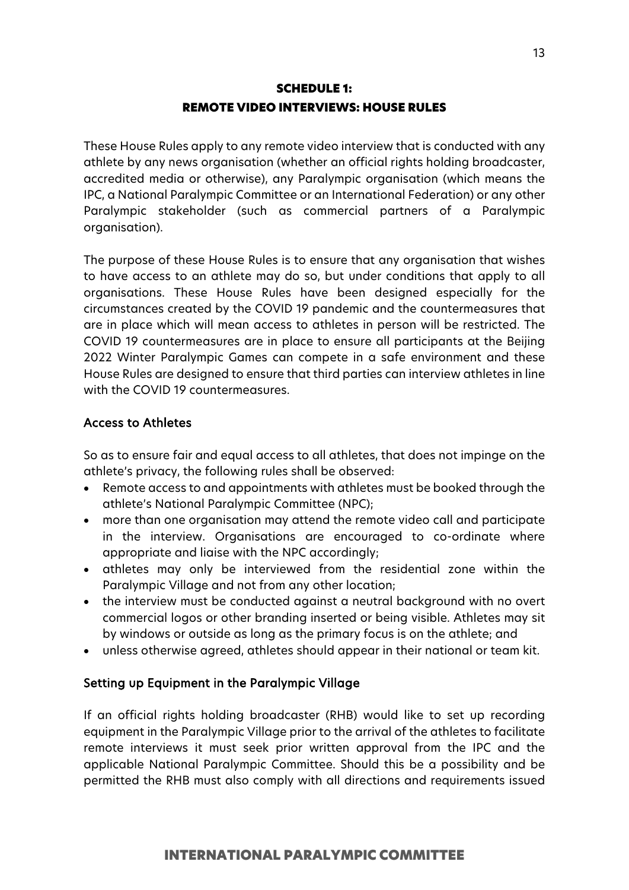# SCHEDULE 1:
# REMOTE VIDEO INTERVIEWS: HOUSE RULES

These House Rules apply to any remote video interview that is conducted with any athlete by any news organisation (whether an official rights holding broadcaster, accredited media or otherwise), any Paralympic organisation (which means the IPC, a National Paralympic Committee or an International Federation) or any other Paralympic stakeholder (such as commercial partners of a Paralympic organisation).

The purpose of these House Rules is to ensure that any organisation that wishes to have access to an athlete may do so, but under conditions that apply to all organisations. These House Rules have been designed especially for the circumstances created by the COVID 19 pandemic and the countermeasures that are in place which will mean access to athletes in person will be restricted. The COVID 19 countermeasures are in place to ensure all participants at the Beijing 2022 Winter Paralympic Games can compete in a safe environment and these House Rules are designed to ensure that third parties can interview athletes in line with the COVID 19 countermeasures.

## Access to Athletes

So as to ensure fair and equal access to all athletes, that does not impinge on the athlete's privacy, the following rules shall be observed:

- Remote access to and appointments with athletes must be booked through the athlete's National Paralympic Committee (NPC);
- more than one organisation may attend the remote video call and participate in the interview. Organisations are encouraged to co-ordinate where appropriate and liaise with the NPC accordingly;
- athletes may only be interviewed from the residential zone within the Paralympic Village and not from any other location;
- the interview must be conducted against a neutral background with no overt commercial logos or other branding inserted or being visible. Athletes may sit by windows or outside as long as the primary focus is on the athlete; and
- unless otherwise agreed, athletes should appear in their national or team kit.

## Setting up Equipment in the Paralympic Village

If an official rights holding broadcaster (RHB) would like to set up recording equipment in the Paralympic Village prior to the arrival of the athletes to facilitate remote interviews it must seek prior written approval from the IPC and the applicable National Paralympic Committee. Should this be a possibility and be permitted the RHB must also comply with all directions and requirements issued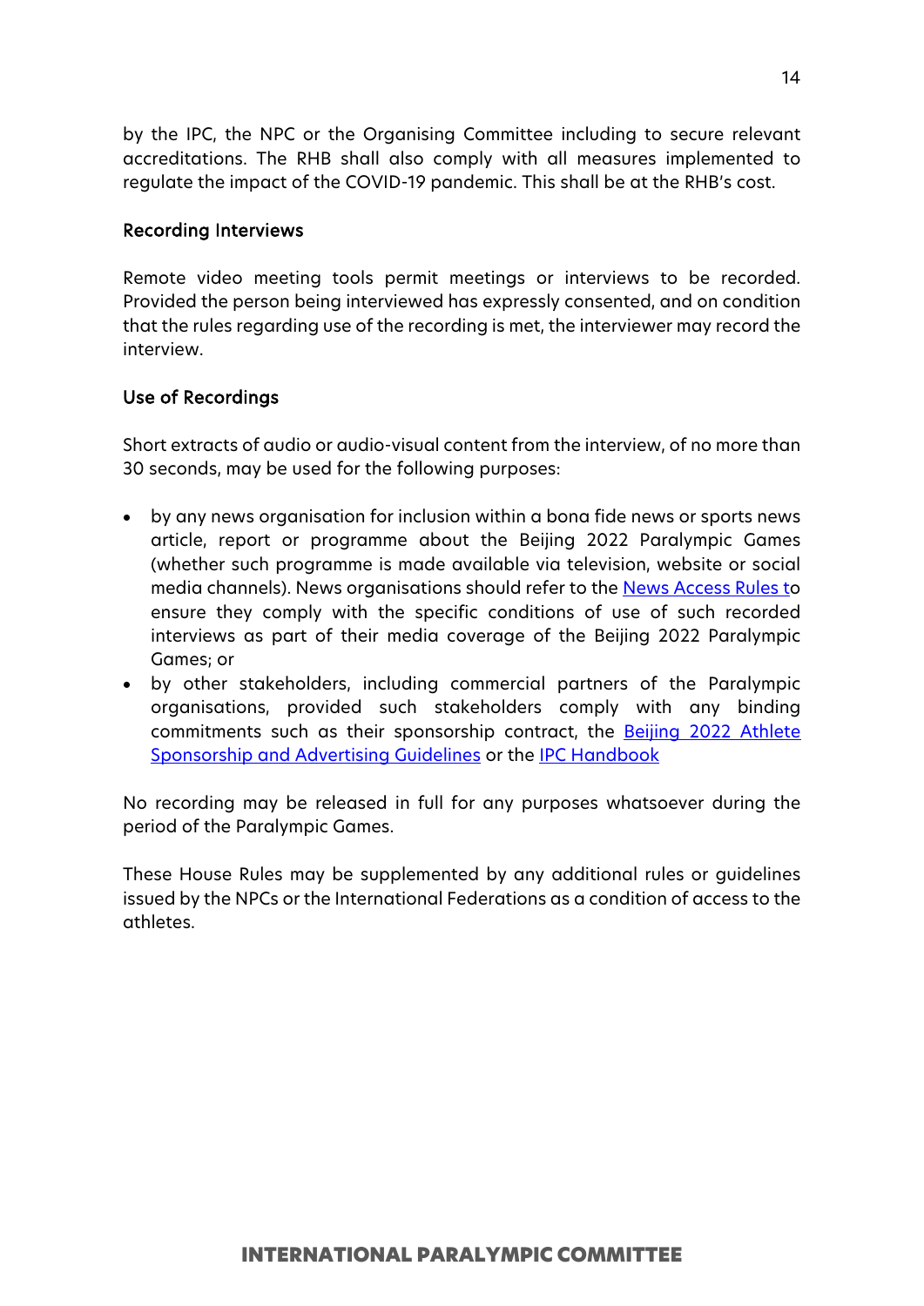by the IPC, the NPC or the Organising Committee including to secure relevant accreditations. The RHB shall also comply with all measures implemented to regulate the impact of the COVID-19 pandemic. This shall be at the RHB's cost.

### Recording Interviews

Remote video meeting tools permit meetings or interviews to be recorded. Provided the person being interviewed has expressly consented, and on condition that the rules regarding use of the recording is met, the interviewer may record the interview.

### Use of Recordings

Short extracts of audio or audio-visual content from the interview, of no more than 30 seconds, may be used for the following purposes:

- by any news organisation for inclusion within a bona fide news or sports news article, report or programme about the Beijing 2022 Paralympic Games (whether such programme is made available via television, website or social media channels). News organisations should refer to the News Access Rules to ensure they comply with the specific conditions of use of such recorded interviews as part of their media coverage of the Beijing 2022 Paralympic Games; or
- by other stakeholders, including commercial partners of the Paralympic organisations, provided such stakeholders comply with any binding commitments such as their sponsorship contract, the Beijing 2022 Athlete Sponsorship and Advertising Guidelines or the IPC Handbook

No recording may be released in full for any purposes whatsoever during the period of the Paralympic Games.

These House Rules may be supplemented by any additional rules or guidelines issued by the NPCs or the International Federations as a condition of access to the athletes.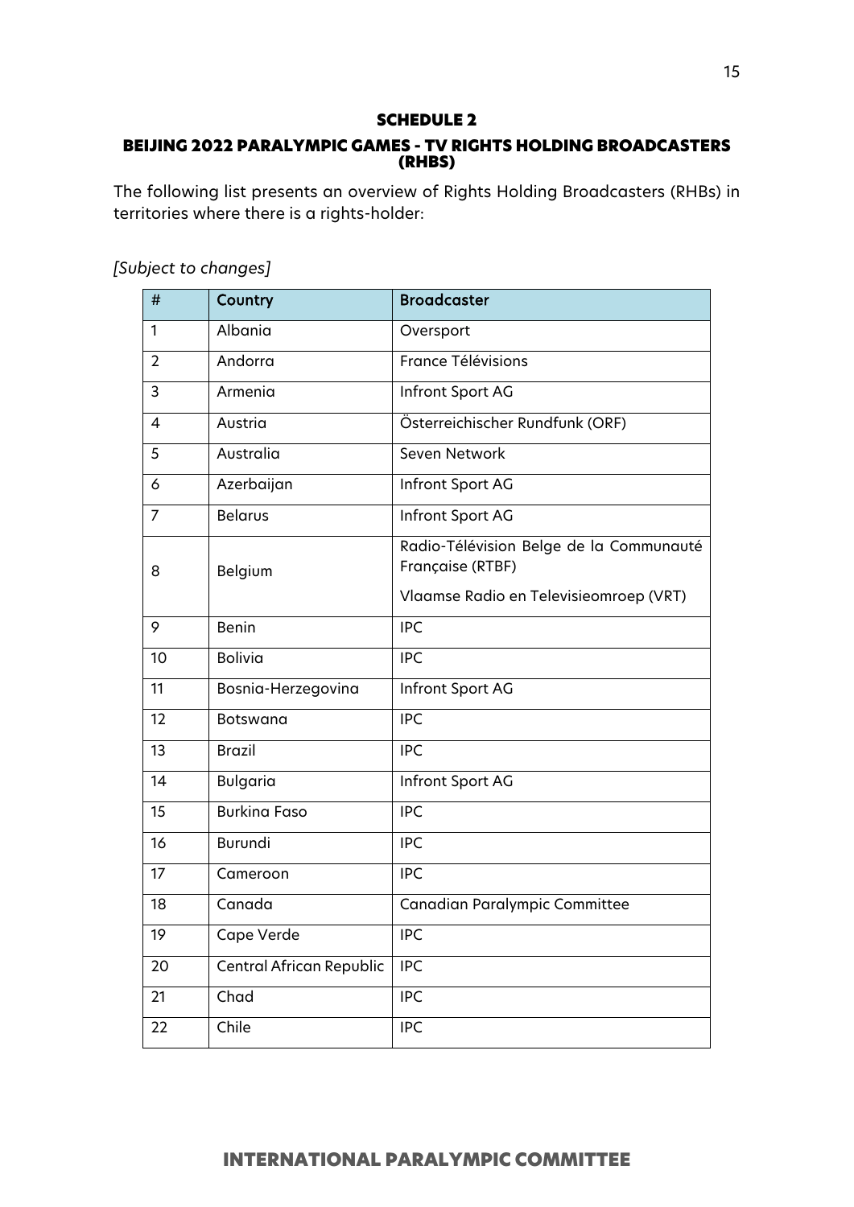## SCHEDULE 2

## BEIJING 2022 PARALYMPIC GAMES - TV RIGHTS HOLDING BROADCASTERS (RHBS)

The following list presents an overview of Rights Holding Broadcasters (RHBs) in territories where there is a rights-holder:

*[Subject to changes]*

| # | Country | Broadcaster |
|---|---|---|
| 1 | Albania | Oversport |
| 2 | Andorra | France Télévisions |
| 3 | Armenia | Infront Sport AG |
| 4 | Austria | Österreichischer Rundfunk (ORF) |
| 5 | Australia | Seven Network |
| 6 | Azerbaijan | Infront Sport AG |
| 7 | Belarus | Infront Sport AG |
| 8 | Belgium | Radio-Télévision Belge de la Communauté Française (RTBF)<br>Vlaamse Radio en Televisieomroep (VRT) |
| 9 | Benin | IPC |
| 10 | Bolivia | IPC |
| 11 | Bosnia-Herzegovina | Infront Sport AG |
| 12 | Botswana | IPC |
| 13 | Brazil | IPC |
| 14 | Bulgaria | Infront Sport AG |
| 15 | Burkina Faso | IPC |
| 16 | Burundi | IPC |
| 17 | Cameroon | IPC |
| 18 | Canada | Canadian Paralympic Committee |
| 19 | Cape Verde | IPC |
| 20 | Central African Republic | IPC |
| 21 | Chad | IPC |
| 22 | Chile | IPC |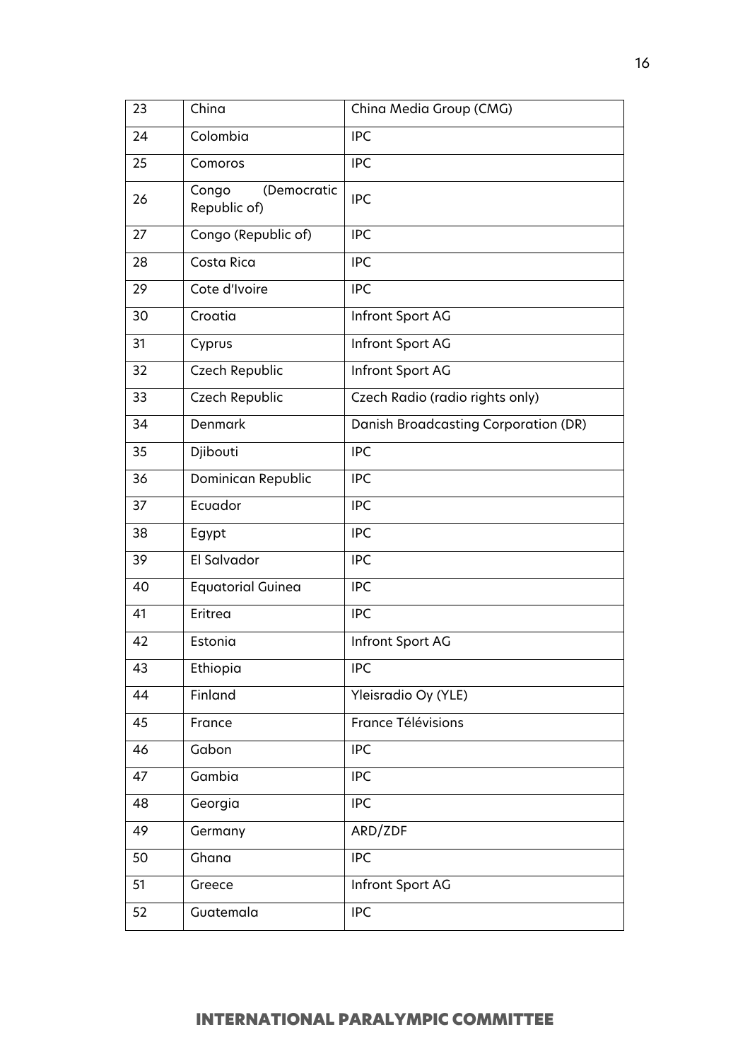| 23 | China | China Media Group (CMG) |
|---|---|---|
| 24 | Colombia | IPC |
| 25 | Comoros | IPC |
| 26 | Congo (Democratic Republic of) | IPC |
| 27 | Congo (Republic of) | IPC |
| 28 | Costa Rica | IPC |
| 29 | Cote d'Ivoire | IPC |
| 30 | Croatia | Infront Sport AG |
| 31 | Cyprus | Infront Sport AG |
| 32 | Czech Republic | Infront Sport AG |
| 33 | Czech Republic | Czech Radio (radio rights only) |
| 34 | Denmark | Danish Broadcasting Corporation (DR) |
| 35 | Djibouti | IPC |
| 36 | Dominican Republic | IPC |
| 37 | Ecuador | IPC |
| 38 | Egypt | IPC |
| 39 | El Salvador | IPC |
| 40 | Equatorial Guinea | IPC |
| 41 | Eritrea | IPC |
| 42 | Estonia | Infront Sport AG |
| 43 | Ethiopia | IPC |
| 44 | Finland | Yleisradio Oy (YLE) |
| 45 | France | France Télévisions |
| 46 | Gabon | IPC |
| 47 | Gambia | IPC |
| 48 | Georgia | IPC |
| 49 | Germany | ARD/ZDF |
| 50 | Ghana | IPC |
| 51 | Greece | Infront Sport AG |
| 52 | Guatemala | IPC |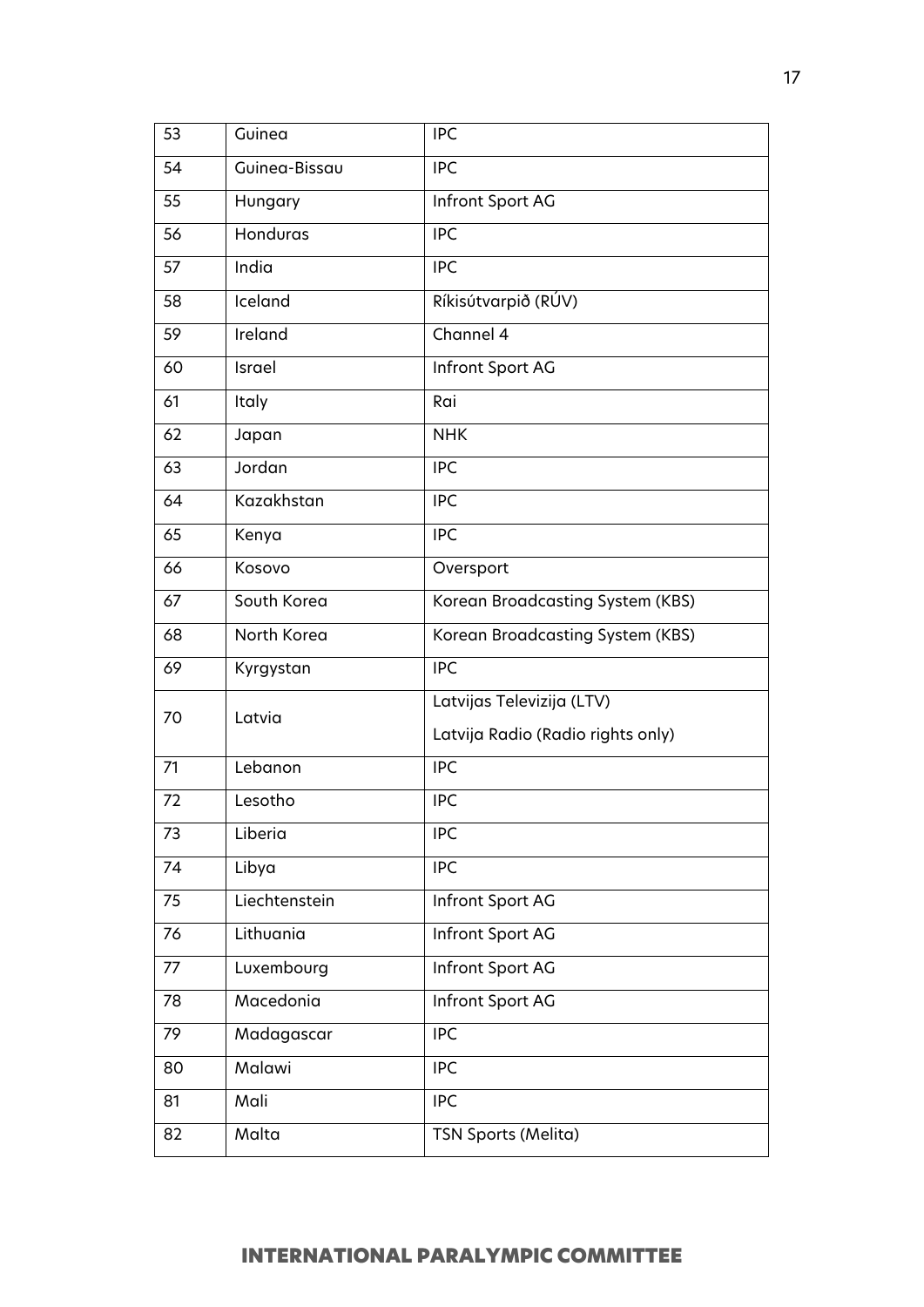| 53 | Guinea | IPC |
|---|---|---|
| 54 | Guinea-Bissau | IPC |
| 55 | Hungary | Infront Sport AG |
| 56 | Honduras | IPC |
| 57 | India | IPC |
| 58 | Iceland | Ríkisútvarpið (RÚV) |
| 59 | Ireland | Channel 4 |
| 60 | Israel | Infront Sport AG |
| 61 | Italy | Rai |
| 62 | Japan | NHK |
| 63 | Jordan | IPC |
| 64 | Kazakhstan | IPC |
| 65 | Kenya | IPC |
| 66 | Kosovo | Oversport |
| 67 | South Korea | Korean Broadcasting System (KBS) |
| 68 | North Korea | Korean Broadcasting System (KBS) |
| 69 | Kyrgystan | IPC |
| 70 | Latvia | Latvijas Televizija (LTV)<br>Latvija Radio (Radio rights only) |
| 71 | Lebanon | IPC |
| 72 | Lesotho | IPC |
| 73 | Liberia | IPC |
| 74 | Libya | IPC |
| 75 | Liechtenstein | Infront Sport AG |
| 76 | Lithuania | Infront Sport AG |
| 77 | Luxembourg | Infront Sport AG |
| 78 | Macedonia | Infront Sport AG |
| 79 | Madagascar | IPC |
| 80 | Malawi | IPC |
| 81 | Mali | IPC |
| 82 | Malta | TSN Sports (Melita) |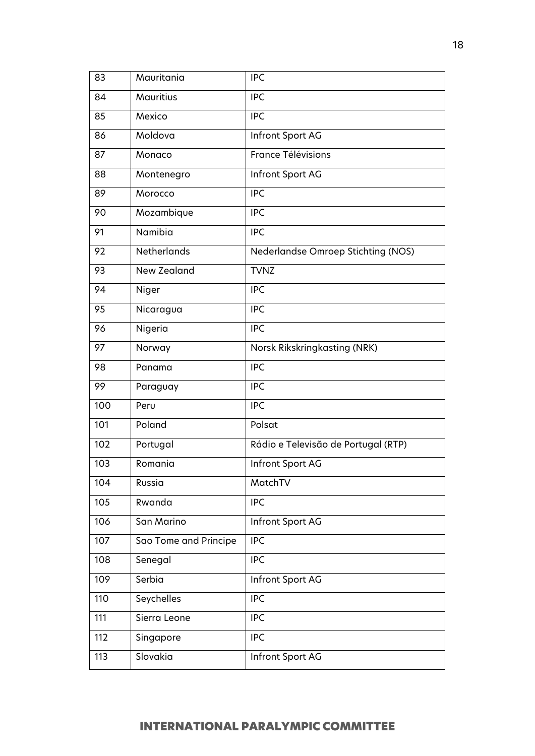| 83 | Mauritania | IPC |
|---|---|---|
| 84 | Mauritius | IPC |
| 85 | Mexico | IPC |
| 86 | Moldova | Infront Sport AG |
| 87 | Monaco | France Télévisions |
| 88 | Montenegro | Infront Sport AG |
| 89 | Morocco | IPC |
| 90 | Mozambique | IPC |
| 91 | Namibia | IPC |
| 92 | Netherlands | Nederlandse Omroep Stichting (NOS) |
| 93 | New Zealand | TVNZ |
| 94 | Niger | IPC |
| 95 | Nicaragua | IPC |
| 96 | Nigeria | IPC |
| 97 | Norway | Norsk Rikskringkasting (NRK) |
| 98 | Panama | IPC |
| 99 | Paraguay | IPC |
| 100 | Peru | IPC |
| 101 | Poland | Polsat |
| 102 | Portugal | Rádio e Televisão de Portugal (RTP) |
| 103 | Romania | Infront Sport AG |
| 104 | Russia | MatchTV |
| 105 | Rwanda | IPC |
| 106 | San Marino | Infront Sport AG |
| 107 | Sao Tome and Principe | IPC |
| 108 | Senegal | IPC |
| 109 | Serbia | Infront Sport AG |
| 110 | Seychelles | IPC |
| 111 | Sierra Leone | IPC |
| 112 | Singapore | IPC |
| 113 | Slovakia | Infront Sport AG |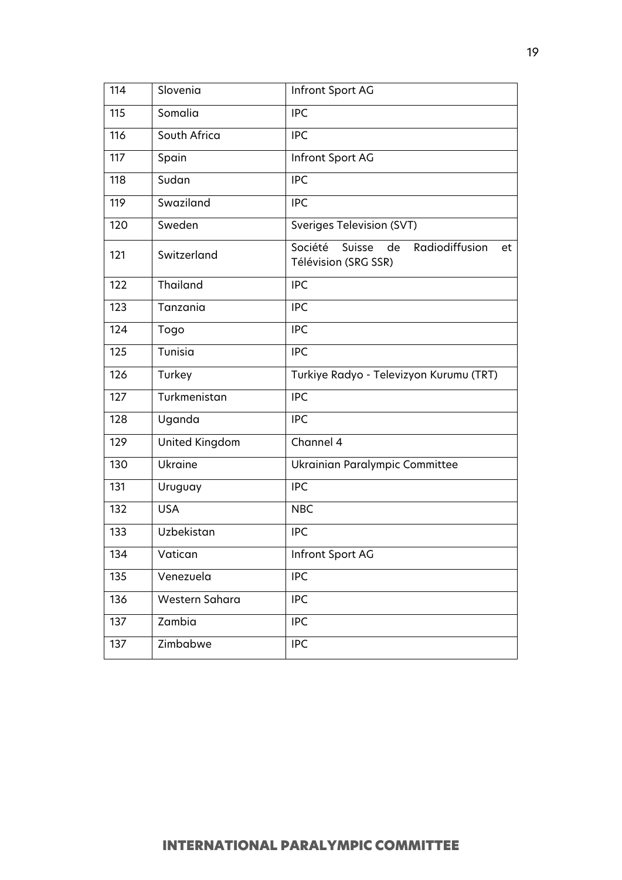| | | |
|---|---|---|
| 114 | Slovenia | Infront Sport AG |
| 115 | Somalia | IPC |
| 116 | South Africa | IPC |
| 117 | Spain | Infront Sport AG |
| 118 | Sudan | IPC |
| 119 | Swaziland | IPC |
| 120 | Sweden | Sveriges Television (SVT) |
| 121 | Switzerland | Société Suisse de Radiodiffusion et Télévision (SRG SSR) |
| 122 | Thailand | IPC |
| 123 | Tanzania | IPC |
| 124 | Togo | IPC |
| 125 | Tunisia | IPC |
| 126 | Turkey | Turkiye Radyo - Televizyon Kurumu (TRT) |
| 127 | Turkmenistan | IPC |
| 128 | Uganda | IPC |
| 129 | United Kingdom | Channel 4 |
| 130 | Ukraine | Ukrainian Paralympic Committee |
| 131 | Uruguay | IPC |
| 132 | USA | NBC |
| 133 | Uzbekistan | IPC |
| 134 | Vatican | Infront Sport AG |
| 135 | Venezuela | IPC |
| 136 | Western Sahara | IPC |
| 137 | Zambia | IPC |
| 137 | Zimbabwe | IPC |